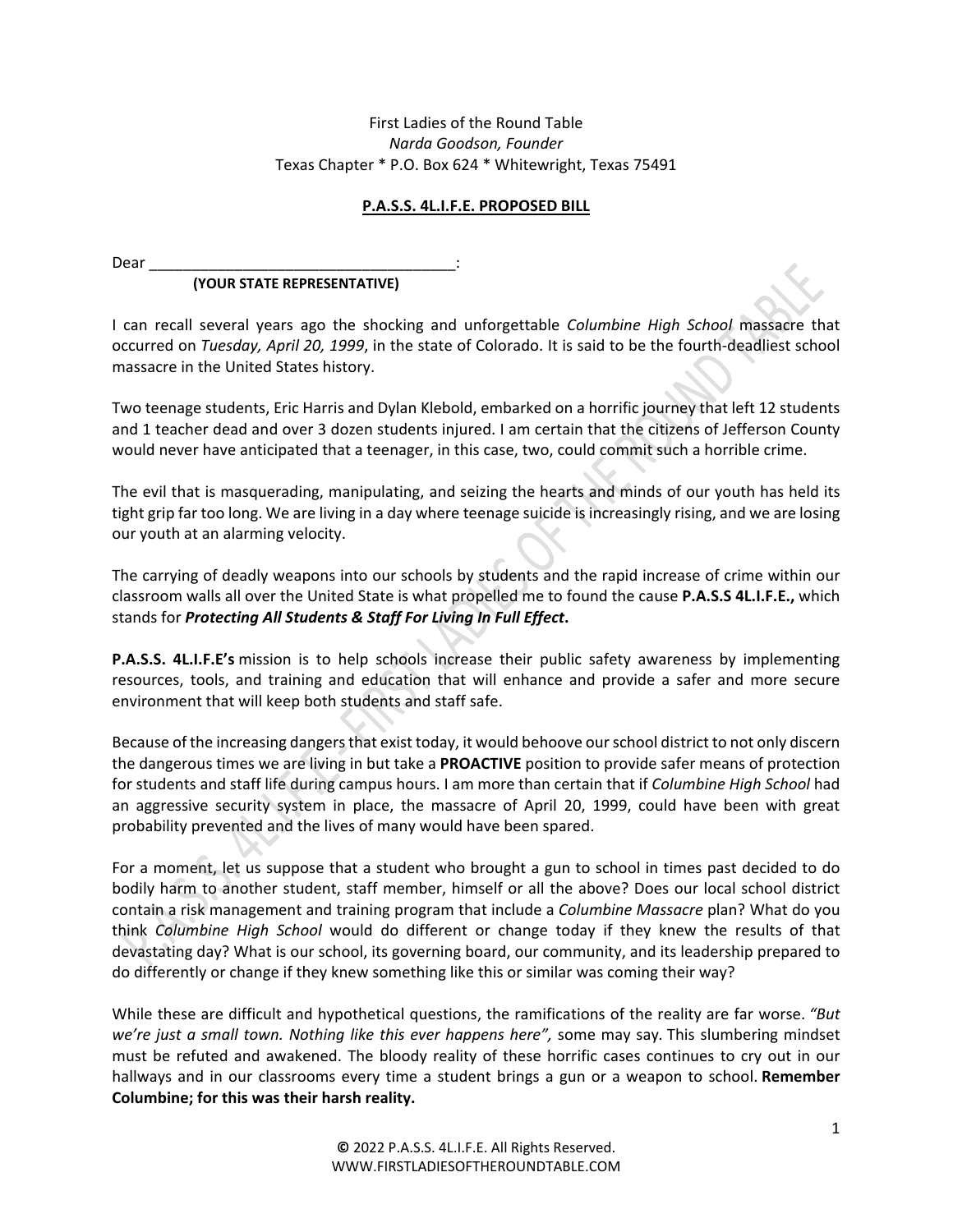First Ladies of the Round Table
*Narda Goodson, Founder*
Texas Chapter * P.O. Box 624 * Whitewright, Texas 75491

**P.A.S.S. 4L.I.F.E. PROPOSED BILL**

Dear _____________________________________:
**(YOUR STATE REPRESENTATIVE)**

I can recall several years ago the shocking and unforgettable *Columbine High School* massacre that occurred on *Tuesday, April 20, 1999*, in the state of Colorado. It is said to be the fourth-deadliest school massacre in the United States history.

Two teenage students, Eric Harris and Dylan Klebold, embarked on a horrific journey that left 12 students and 1 teacher dead and over 3 dozen students injured. I am certain that the citizens of Jefferson County would never have anticipated that a teenager, in this case, two, could commit such a horrible crime.

The evil that is masquerading, manipulating, and seizing the hearts and minds of our youth has held its tight grip far too long. We are living in a day where teenage suicide is increasingly rising, and we are losing our youth at an alarming velocity.

The carrying of deadly weapons into our schools by students and the rapid increase of crime within our classroom walls all over the United State is what propelled me to found the cause **P.A.S.S 4L.I.F.E.,** which stands for ***Protecting All Students & Staff For Living In Full Effect*.**

**P.A.S.S. 4L.I.F.E's** mission is to help schools increase their public safety awareness by implementing resources, tools, and training and education that will enhance and provide a safer and more secure environment that will keep both students and staff safe.

Because of the increasing dangers that exist today, it would behoove our school district to not only discern the dangerous times we are living in but take a **PROACTIVE** position to provide safer means of protection for students and staff life during campus hours. I am more than certain that if *Columbine High School* had an aggressive security system in place, the massacre of April 20, 1999, could have been with great probability prevented and the lives of many would have been spared.

For a moment, let us suppose that a student who brought a gun to school in times past decided to do bodily harm to another student, staff member, himself or all the above? Does our local school district contain a risk management and training program that include a *Columbine Massacre* plan? What do you think *Columbine High School* would do different or change today if they knew the results of that devastating day? What is our school, its governing board, our community, and its leadership prepared to do differently or change if they knew something like this or similar was coming their way?

While these are difficult and hypothetical questions, the ramifications of the reality are far worse. *"But we're just a small town. Nothing like this ever happens here",* some may say. This slumbering mindset must be refuted and awakened. The bloody reality of these horrific cases continues to cry out in our hallways and in our classrooms every time a student brings a gun or a weapon to school. **Remember Columbine; for this was their harsh reality.**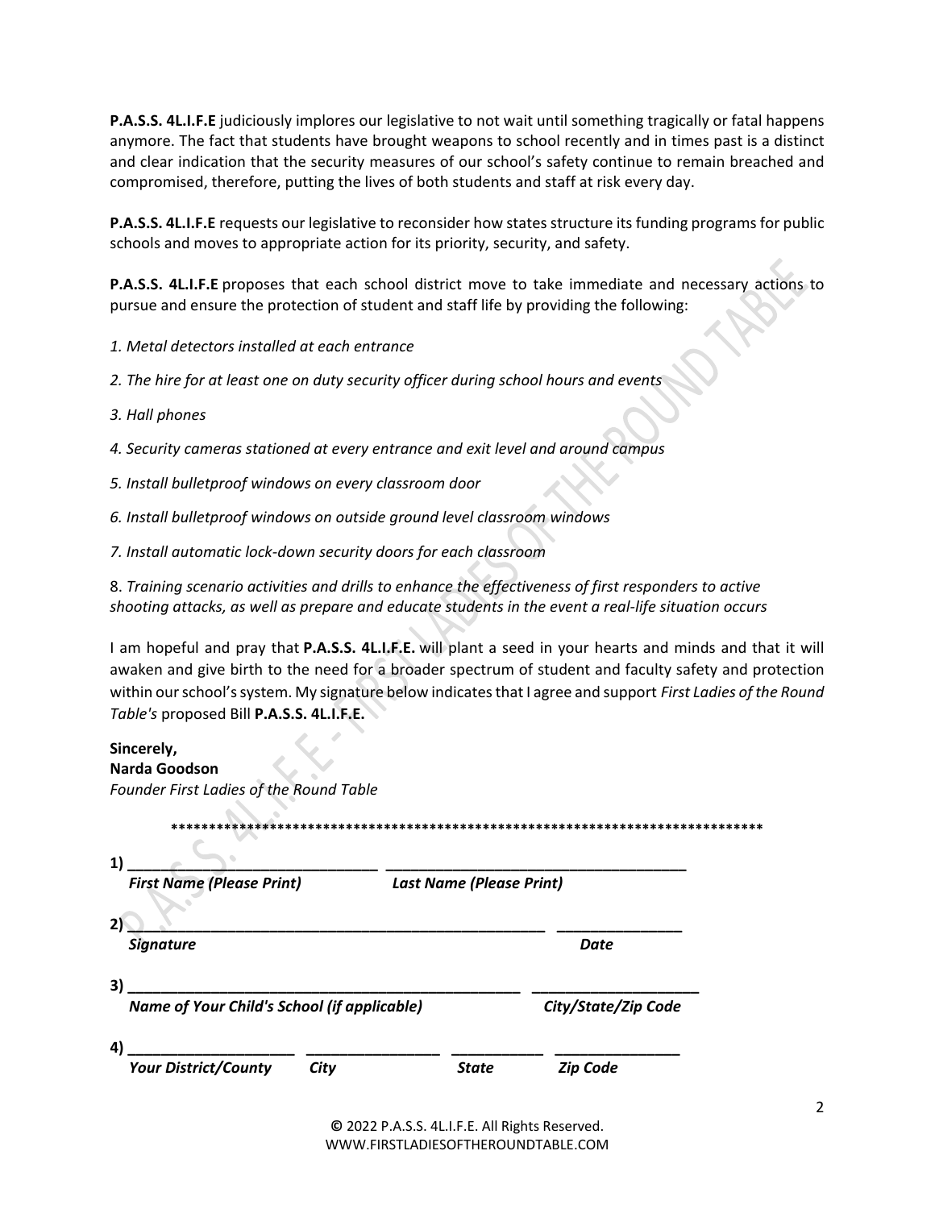**P.A.S.S. 4L.I.F.E** judiciously implores our legislative to not wait until something tragically or fatal happens anymore. The fact that students have brought weapons to school recently and in times past is a distinct and clear indication that the security measures of our school's safety continue to remain breached and compromised, therefore, putting the lives of both students and staff at risk every day.

**P.A.S.S. 4L.I.F.E** requests our legislative to reconsider how states structure its funding programs for public schools and moves to appropriate action for its priority, security, and safety.

**P.A.S.S. 4L.I.F.E** proposes that each school district move to take immediate and necessary actions to pursue and ensure the protection of student and staff life by providing the following:

*1. Metal detectors installed at each entrance*

*2. The hire for at least one on duty security officer during school hours and events*

*3. Hall phones*

*4. Security cameras stationed at every entrance and exit level and around campus*

*5. Install bulletproof windows on every classroom door*

*6. Install bulletproof windows on outside ground level classroom windows*

*7. Install automatic lock-down security doors for each classroom*

8. *Training scenario activities and drills to enhance the effectiveness of first responders to active shooting attacks, as well as prepare and educate students in the event a real-life situation occurs*

I am hopeful and pray that **P.A.S.S. 4L.I.F.E.** will plant a seed in your hearts and minds and that it will awaken and give birth to the need for a broader spectrum of student and faculty safety and protection within our school's system. My signature below indicates that I agree and support *First Ladies of the Round Table's* proposed Bill **P.A.S.S. 4L.I.F.E.**

**Sincerely,**
**Narda Goodson**
*Founder First Ladies of the Round Table*

**********************************************************************************

1) ______________________________ ___________________________________
*First Name (Please Print)* *Last Name (Please Print)*

2) __________________________________________________ ______________
*Signature* *Date*

3) _______________________________________________ ___________________
*Name of Your Child's School (if applicable)* *City/State/Zip Code*

4) ___________________ _______________ __________ ______________
*Your District/County* *City* *State* *Zip Code*

© 2022 P.A.S.S. 4L.I.F.E. All Rights Reserved.
WWW.FIRSTLADIESOFTHEROUNDTABLE.COM